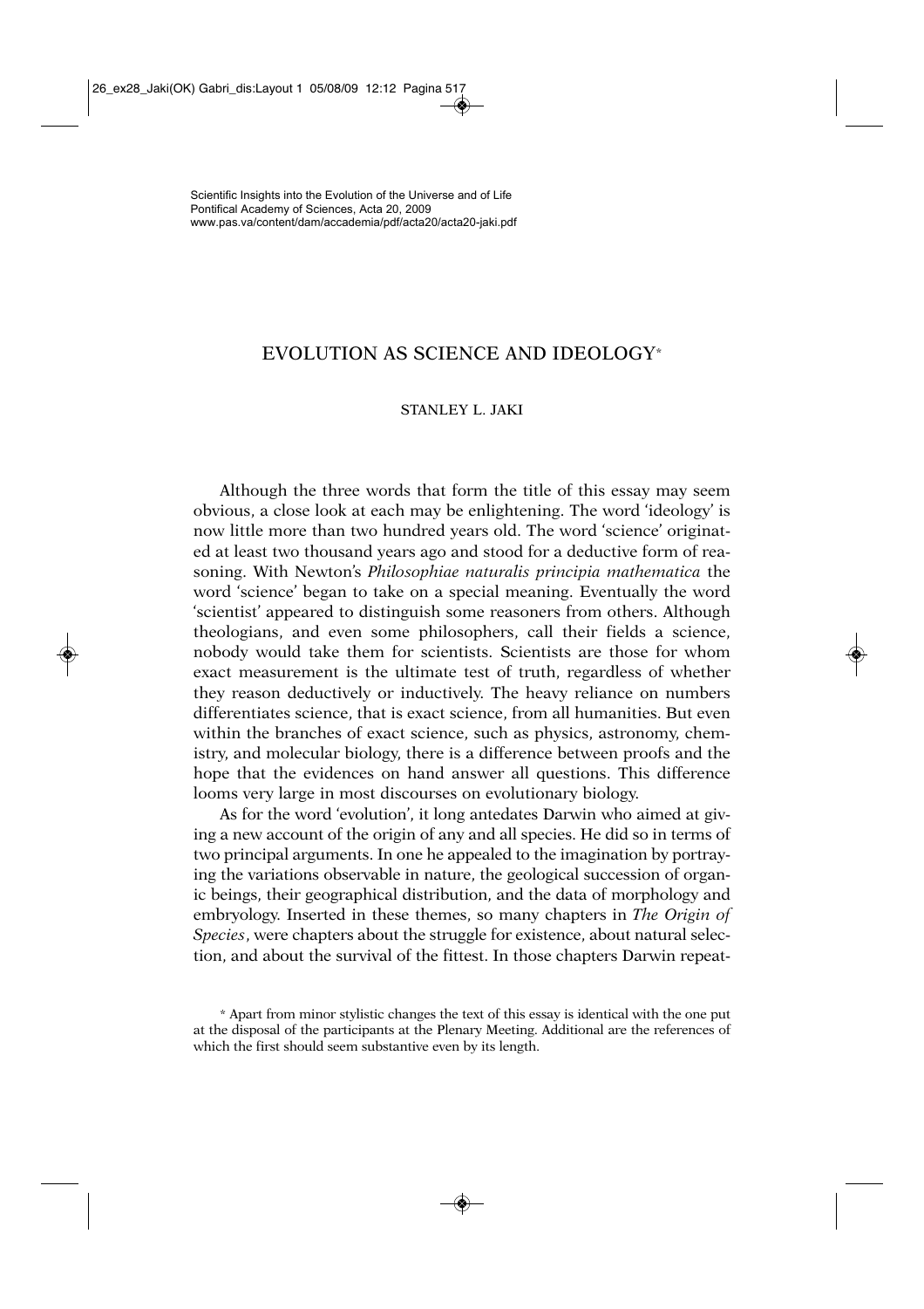Scientific Insights into the Evolution of the Universe and of Life
Pontifical Academy of Sciences, Acta 20, 2009
www.pas.va/content/dam/accademia/pdf/acta20/acta20-jaki.pdf

# EVOLUTION AS SCIENCE AND IDEOLOGY*

STANLEY L. JAKI

Although the three words that form the title of this essay may seem obvious, a close look at each may be enlightening. The word 'ideology' is now little more than two hundred years old. The word 'science' originated at least two thousand years ago and stood for a deductive form of reasoning. With Newton's *Philosophiae naturalis principia mathematica* the word 'science' began to take on a special meaning. Eventually the word 'scientist' appeared to distinguish some reasoners from others. Although theologians, and even some philosophers, call their fields a science, nobody would take them for scientists. Scientists are those for whom exact measurement is the ultimate test of truth, regardless of whether they reason deductively or inductively. The heavy reliance on numbers differentiates science, that is exact science, from all humanities. But even within the branches of exact science, such as physics, astronomy, chemistry, and molecular biology, there is a difference between proofs and the hope that the evidences on hand answer all questions. This difference looms very large in most discourses on evolutionary biology.

As for the word 'evolution', it long antedates Darwin who aimed at giving a new account of the origin of any and all species. He did so in terms of two principal arguments. In one he appealed to the imagination by portraying the variations observable in nature, the geological succession of organic beings, their geographical distribution, and the data of morphology and embryology. Inserted in these themes, so many chapters in *The Origin of Species*, were chapters about the struggle for existence, about natural selection, and about the survival of the fittest. In those chapters Darwin repeat-

\* Apart from minor stylistic changes the text of this essay is identical with the one put at the disposal of the participants at the Plenary Meeting. Additional are the references of which the first should seem substantive even by its length.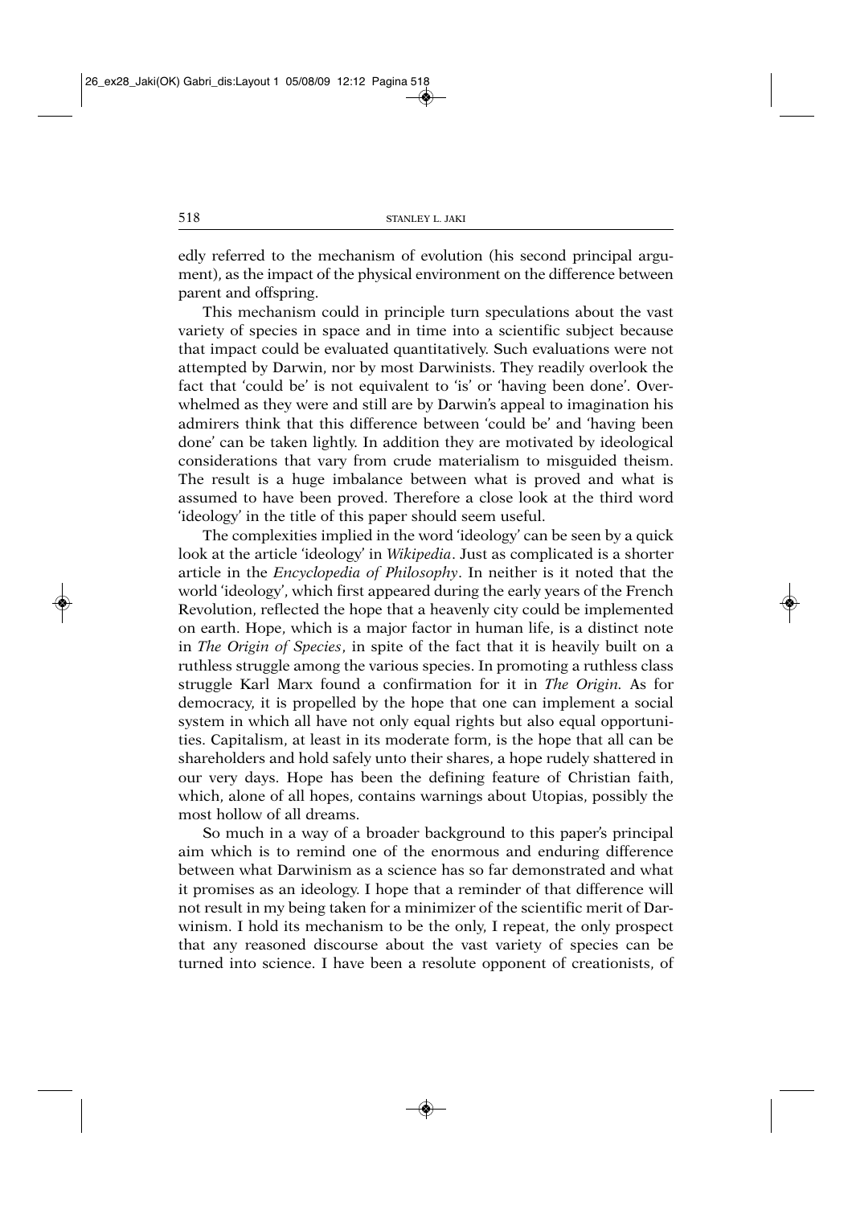edly referred to the mechanism of evolution (his second principal argument), as the impact of the physical environment on the difference between parent and offspring.

This mechanism could in principle turn speculations about the vast variety of species in space and in time into a scientific subject because that impact could be evaluated quantitatively. Such evaluations were not attempted by Darwin, nor by most Darwinists. They readily overlook the fact that 'could be' is not equivalent to 'is' or 'having been done'. Overwhelmed as they were and still are by Darwin's appeal to imagination his admirers think that this difference between 'could be' and 'having been done' can be taken lightly. In addition they are motivated by ideological considerations that vary from crude materialism to misguided theism. The result is a huge imbalance between what is proved and what is assumed to have been proved. Therefore a close look at the third word 'ideology' in the title of this paper should seem useful.

The complexities implied in the word 'ideology' can be seen by a quick look at the article 'ideology' in *Wikipedia*. Just as complicated is a shorter article in the *Encyclopedia of Philosophy*. In neither is it noted that the world 'ideology', which first appeared during the early years of the French Revolution, reflected the hope that a heavenly city could be implemented on earth. Hope, which is a major factor in human life, is a distinct note in *The Origin of Species*, in spite of the fact that it is heavily built on a ruthless struggle among the various species. In promoting a ruthless class struggle Karl Marx found a confirmation for it in *The Origin.* As for democracy, it is propelled by the hope that one can implement a social system in which all have not only equal rights but also equal opportunities. Capitalism, at least in its moderate form, is the hope that all can be shareholders and hold safely unto their shares, a hope rudely shattered in our very days. Hope has been the defining feature of Christian faith, which, alone of all hopes, contains warnings about Utopias, possibly the most hollow of all dreams.

So much in a way of a broader background to this paper's principal aim which is to remind one of the enormous and enduring difference between what Darwinism as a science has so far demonstrated and what it promises as an ideology. I hope that a reminder of that difference will not result in my being taken for a minimizer of the scientific merit of Darwinism. I hold its mechanism to be the only, I repeat, the only prospect that any reasoned discourse about the vast variety of species can be turned into science. I have been a resolute opponent of creationists, of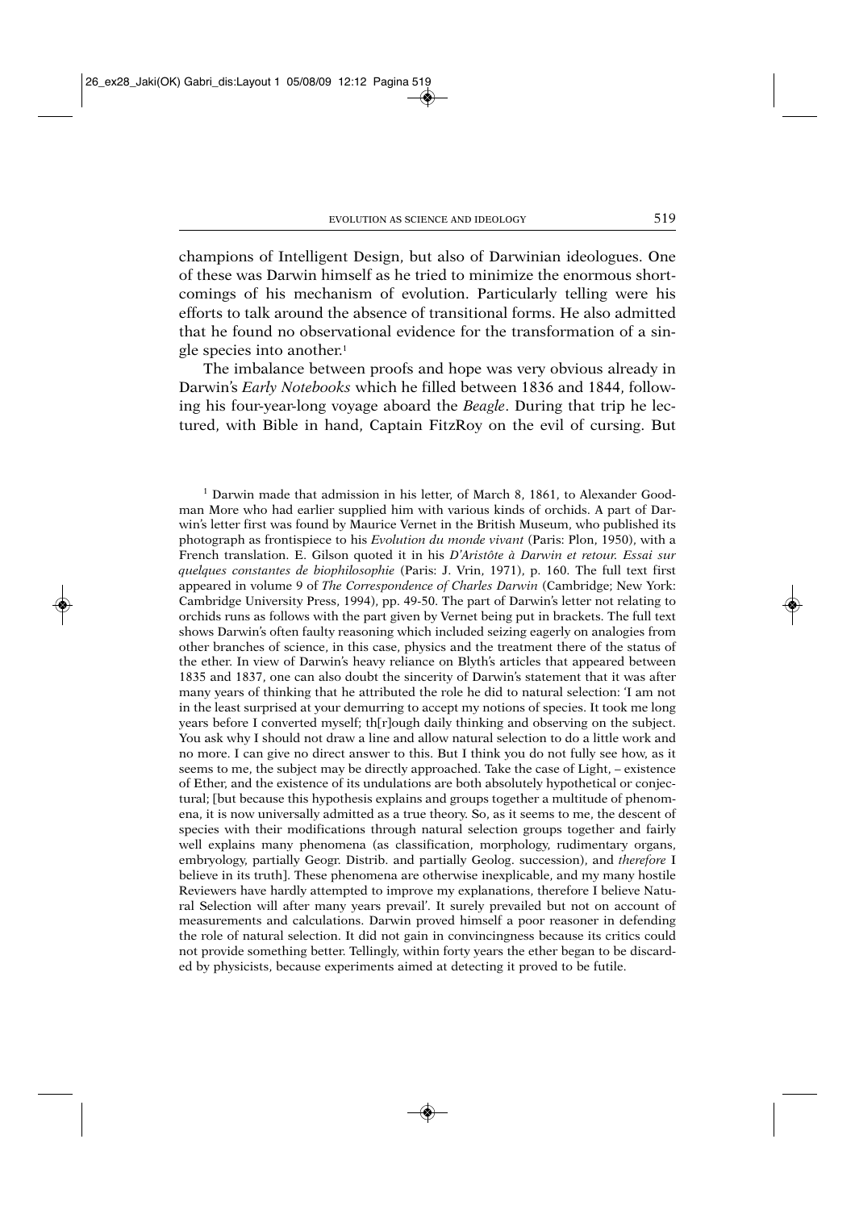champions of Intelligent Design, but also of Darwinian ideologues. One of these was Darwin himself as he tried to minimize the enormous shortcomings of his mechanism of evolution. Particularly telling were his efforts to talk around the absence of transitional forms. He also admitted that he found no observational evidence for the transformation of a single species into another.[1]

The imbalance between proofs and hope was very obvious already in Darwin's *Early Notebooks* which he filled between 1836 and 1844, following his four-year-long voyage aboard the *Beagle*. During that trip he lectured, with Bible in hand, Captain FitzRoy on the evil of cursing. But

[1] Darwin made that admission in his letter, of March 8, 1861, to Alexander Goodman More who had earlier supplied him with various kinds of orchids. A part of Darwin's letter first was found by Maurice Vernet in the British Museum, who published its photograph as frontispiece to his *Evolution du monde vivant* (Paris: Plon, 1950), with a French translation. E. Gilson quoted it in his *D'Aristôte à Darwin et retour. Essai sur quelques constantes de biophilosophie* (Paris: J. Vrin, 1971), p. 160. The full text first appeared in volume 9 of *The Correspondence of Charles Darwin* (Cambridge; New York: Cambridge University Press, 1994), pp. 49-50. The part of Darwin's letter not relating to orchids runs as follows with the part given by Vernet being put in brackets. The full text shows Darwin's often faulty reasoning which included seizing eagerly on analogies from other branches of science, in this case, physics and the treatment there of the status of the ether. In view of Darwin's heavy reliance on Blyth's articles that appeared between 1835 and 1837, one can also doubt the sincerity of Darwin's statement that it was after many years of thinking that he attributed the role he did to natural selection: 'I am not in the least surprised at your demurring to accept my notions of species. It took me long years before I converted myself; th[r]ough daily thinking and observing on the subject. You ask why I should not draw a line and allow natural selection to do a little work and no more. I can give no direct answer to this. But I think you do not fully see how, as it seems to me, the subject may be directly approached. Take the case of Light, – existence of Ether, and the existence of its undulations are both absolutely hypothetical or conjectural; [but because this hypothesis explains and groups together a multitude of phenomena, it is now universally admitted as a true theory. So, as it seems to me, the descent of species with their modifications through natural selection groups together and fairly well explains many phenomena (as classification, morphology, rudimentary organs, embryology, partially Geogr. Distrib. and partially Geolog. succession), and *therefore* I believe in its truth]. These phenomena are otherwise inexplicable, and my many hostile Reviewers have hardly attempted to improve my explanations, therefore I believe Natural Selection will after many years prevail'. It surely prevailed but not on account of measurements and calculations. Darwin proved himself a poor reasoner in defending the role of natural selection. It did not gain in convincingness because its critics could not provide something better. Tellingly, within forty years the ether began to be discarded by physicists, because experiments aimed at detecting it proved to be futile.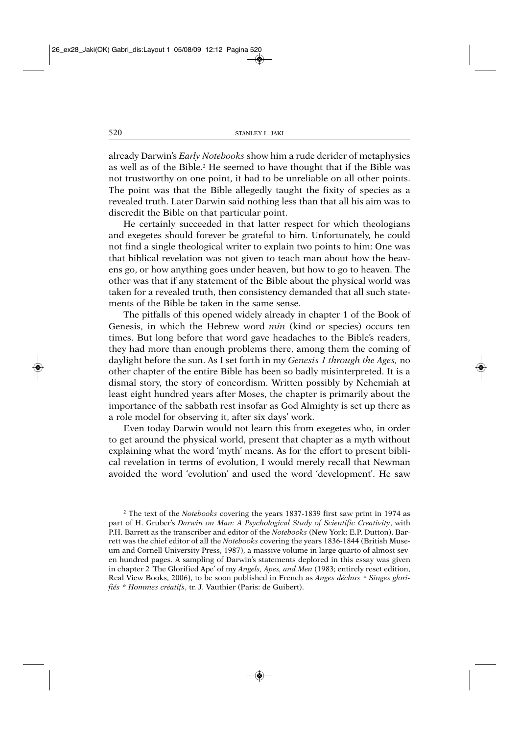already Darwin's *Early Notebooks* show him a rude derider of metaphysics as well as of the Bible.[2] He seemed to have thought that if the Bible was not trustworthy on one point, it had to be unreliable on all other points. The point was that the Bible allegedly taught the fixity of species as a revealed truth. Later Darwin said nothing less than that all his aim was to discredit the Bible on that particular point.

He certainly succeeded in that latter respect for which theologians and exegetes should forever be grateful to him. Unfortunately, he could not find a single theological writer to explain two points to him: One was that biblical revelation was not given to teach man about how the heavens go, or how anything goes under heaven, but how to go to heaven. The other was that if any statement of the Bible about the physical world was taken for a revealed truth, then consistency demanded that all such statements of the Bible be taken in the same sense.

The pitfalls of this opened widely already in chapter 1 of the Book of Genesis, in which the Hebrew word *min* (kind or species) occurs ten times. But long before that word gave headaches to the Bible's readers, they had more than enough problems there, among them the coming of daylight before the sun. As I set forth in my *Genesis 1 through the Ages,* no other chapter of the entire Bible has been so badly misinterpreted. It is a dismal story, the story of concordism. Written possibly by Nehemiah at least eight hundred years after Moses, the chapter is primarily about the importance of the sabbath rest insofar as God Almighty is set up there as a role model for observing it, after six days' work.

Even today Darwin would not learn this from exegetes who, in order to get around the physical world, present that chapter as a myth without explaining what the word 'myth' means. As for the effort to present biblical revelation in terms of evolution, I would merely recall that Newman avoided the word 'evolution' and used the word 'development'. He saw

[2] The text of the *Notebooks* covering the years 1837-1839 first saw print in 1974 as part of H. Gruber's *Darwin on Man: A Psychological Study of Scientific Creativity*, with P.H. Barrett as the transcriber and editor of the *Notebooks* (New York: E.P. Dutton). Barrett was the chief editor of all the *Notebooks* covering the years 1836-1844 (British Museum and Cornell University Press, 1987), a massive volume in large quarto of almost seven hundred pages. A sampling of Darwin's statements deplored in this essay was given in chapter 2 'The Glorified Ape' of my *Angels, Apes, and Men* (1983; entirely reset edition, Real View Books, 2006), to be soon published in French as *Anges déchus * Singes glorifiés * Hommes créatifs*, tr. J. Vauthier (Paris: de Guibert).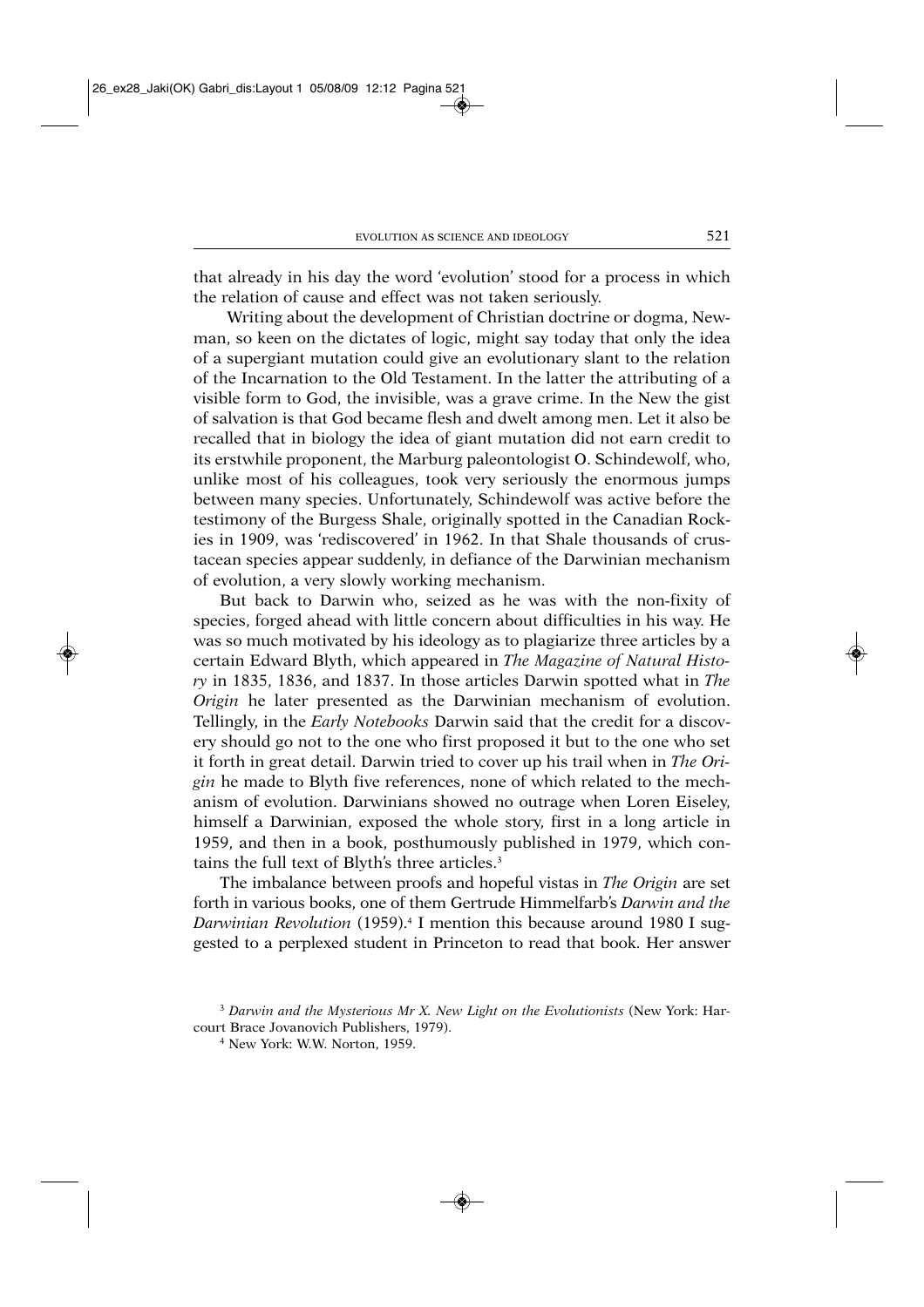that already in his day the word 'evolution' stood for a process in which the relation of cause and effect was not taken seriously.

Writing about the development of Christian doctrine or dogma, Newman, so keen on the dictates of logic, might say today that only the idea of a supergiant mutation could give an evolutionary slant to the relation of the Incarnation to the Old Testament. In the latter the attributing of a visible form to God, the invisible, was a grave crime. In the New the gist of salvation is that God became flesh and dwelt among men. Let it also be recalled that in biology the idea of giant mutation did not earn credit to its erstwhile proponent, the Marburg paleontologist O. Schindewolf, who, unlike most of his colleagues, took very seriously the enormous jumps between many species. Unfortunately, Schindewolf was active before the testimony of the Burgess Shale, originally spotted in the Canadian Rockies in 1909, was 'rediscovered' in 1962. In that Shale thousands of crustacean species appear suddenly, in defiance of the Darwinian mechanism of evolution, a very slowly working mechanism.

But back to Darwin who, seized as he was with the non-fixity of species, forged ahead with little concern about difficulties in his way. He was so much motivated by his ideology as to plagiarize three articles by a certain Edward Blyth, which appeared in *The Magazine of Natural History* in 1835, 1836, and 1837. In those articles Darwin spotted what in *The Origin* he later presented as the Darwinian mechanism of evolution. Tellingly, in the *Early Notebooks* Darwin said that the credit for a discovery should go not to the one who first proposed it but to the one who set it forth in great detail. Darwin tried to cover up his trail when in *The Origin* he made to Blyth five references, none of which related to the mechanism of evolution. Darwinians showed no outrage when Loren Eiseley, himself a Darwinian, exposed the whole story, first in a long article in 1959, and then in a book, posthumously published in 1979, which contains the full text of Blyth's three articles.[3]

The imbalance between proofs and hopeful vistas in *The Origin* are set forth in various books, one of them Gertrude Himmelfarb's *Darwin and the Darwinian Revolution* (1959).[4] I mention this because around 1980 I suggested to a perplexed student in Princeton to read that book. Her answer

---

[3] *Darwin and the Mysterious Mr X. New Light on the Evolutionists* (New York: Harcourt Brace Jovanovich Publishers, 1979).

[4] New York: W.W. Norton, 1959.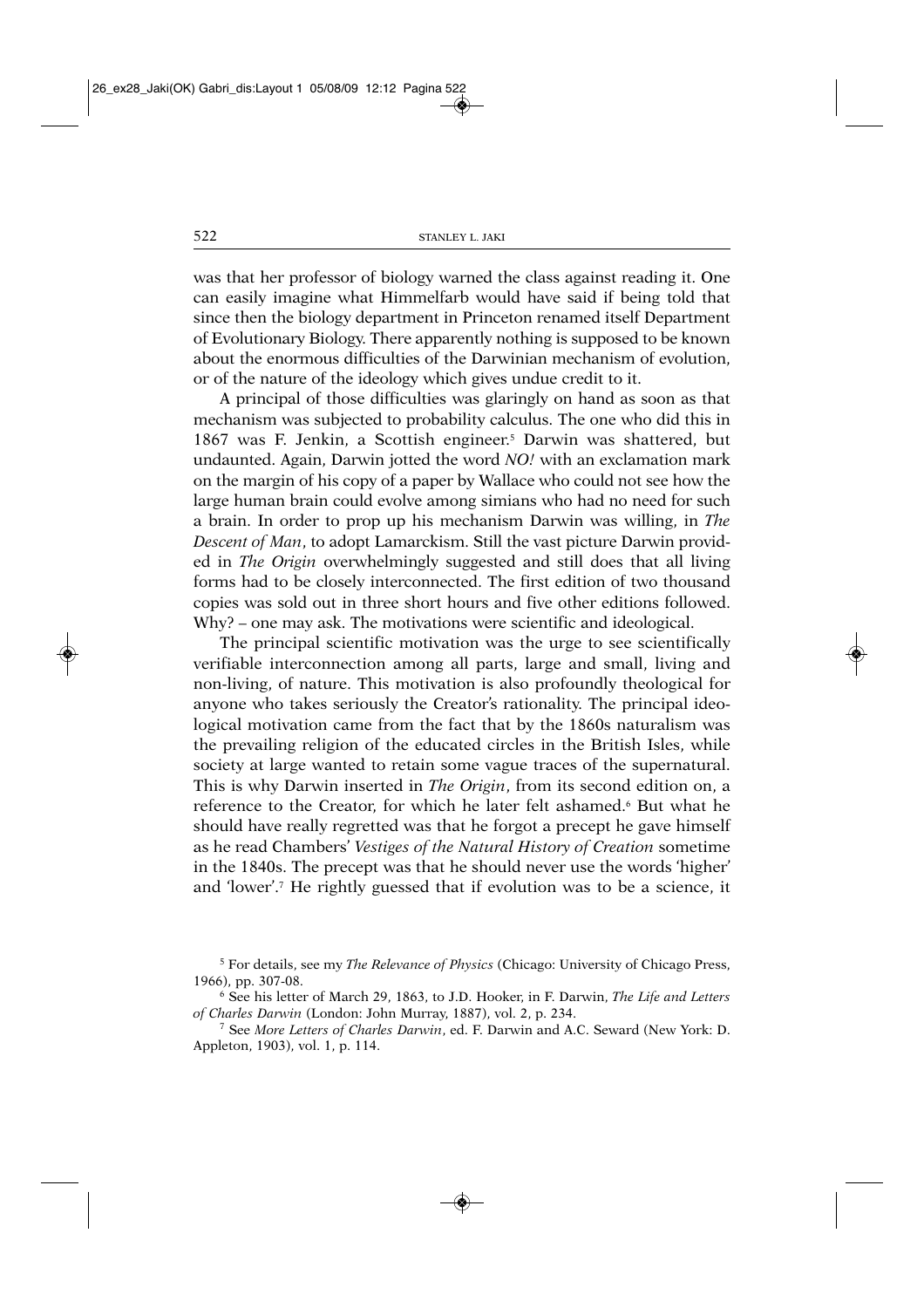was that her professor of biology warned the class against reading it. One can easily imagine what Himmelfarb would have said if being told that since then the biology department in Princeton renamed itself Department of Evolutionary Biology. There apparently nothing is supposed to be known about the enormous difficulties of the Darwinian mechanism of evolution, or of the nature of the ideology which gives undue credit to it.

A principal of those difficulties was glaringly on hand as soon as that mechanism was subjected to probability calculus. The one who did this in 1867 was F. Jenkin, a Scottish engineer.[5] Darwin was shattered, but undaunted. Again, Darwin jotted the word *NO!* with an exclamation mark on the margin of his copy of a paper by Wallace who could not see how the large human brain could evolve among simians who had no need for such a brain. In order to prop up his mechanism Darwin was willing, in *The Descent of Man*, to adopt Lamarckism. Still the vast picture Darwin provided in *The Origin* overwhelmingly suggested and still does that all living forms had to be closely interconnected. The first edition of two thousand copies was sold out in three short hours and five other editions followed. Why? – one may ask. The motivations were scientific and ideological.

The principal scientific motivation was the urge to see scientifically verifiable interconnection among all parts, large and small, living and non-living, of nature. This motivation is also profoundly theological for anyone who takes seriously the Creator's rationality. The principal ideological motivation came from the fact that by the 1860s naturalism was the prevailing religion of the educated circles in the British Isles, while society at large wanted to retain some vague traces of the supernatural. This is why Darwin inserted in *The Origin*, from its second edition on, a reference to the Creator, for which he later felt ashamed.[6] But what he should have really regretted was that he forgot a precept he gave himself as he read Chambers' *Vestiges of the Natural History of Creation* sometime in the 1840s. The precept was that he should never use the words 'higher' and 'lower'.[7] He rightly guessed that if evolution was to be a science, it

[5] For details, see my *The Relevance of Physics* (Chicago: University of Chicago Press, 1966), pp. 307-08.

[6] See his letter of March 29, 1863, to J.D. Hooker, in F. Darwin, *The Life and Letters of Charles Darwin* (London: John Murray, 1887), vol. 2, p. 234.

[7] See *More Letters of Charles Darwin*, ed. F. Darwin and A.C. Seward (New York: D. Appleton, 1903), vol. 1, p. 114.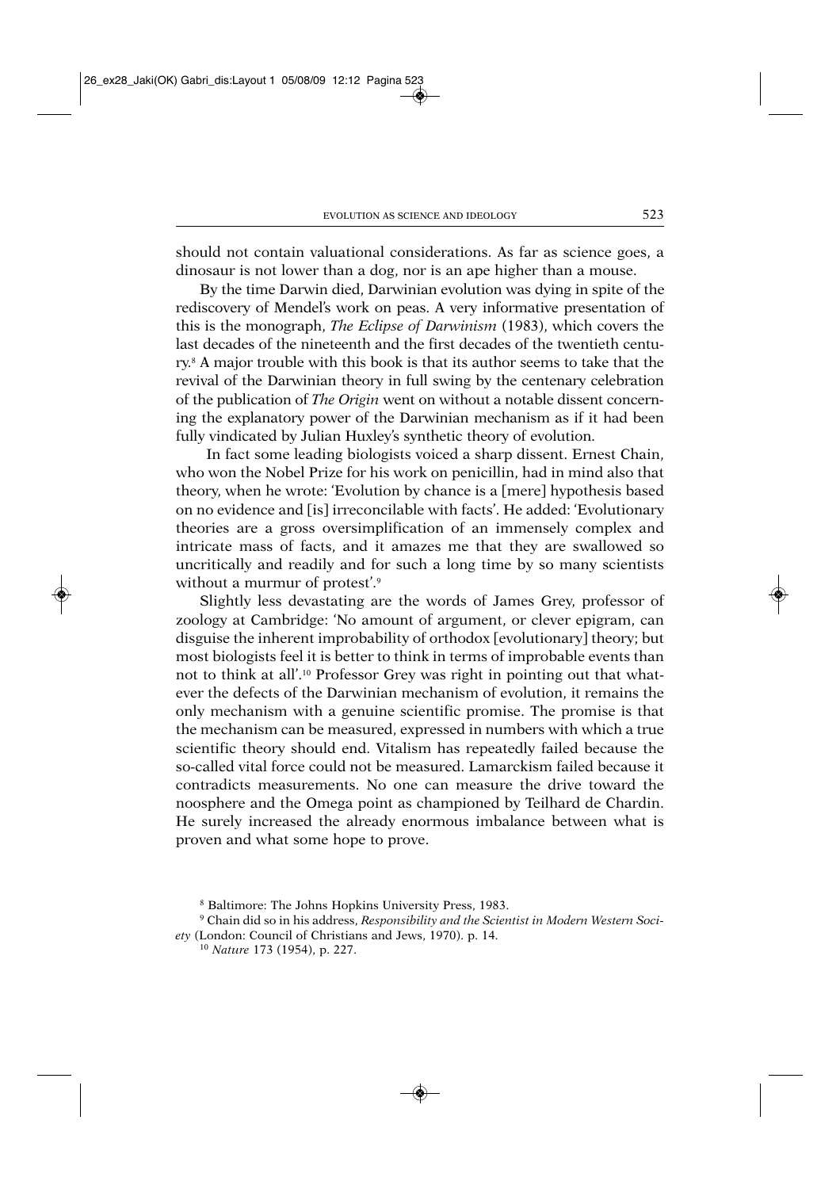should not contain valuational considerations. As far as science goes, a dinosaur is not lower than a dog, nor is an ape higher than a mouse.

By the time Darwin died, Darwinian evolution was dying in spite of the rediscovery of Mendel's work on peas. A very informative presentation of this is the monograph, *The Eclipse of Darwinism* (1983), which covers the last decades of the nineteenth and the first decades of the twentieth century.[8] A major trouble with this book is that its author seems to take that the revival of the Darwinian theory in full swing by the centenary celebration of the publication of *The Origin* went on without a notable dissent concerning the explanatory power of the Darwinian mechanism as if it had been fully vindicated by Julian Huxley's synthetic theory of evolution.

In fact some leading biologists voiced a sharp dissent. Ernest Chain, who won the Nobel Prize for his work on penicillin, had in mind also that theory, when he wrote: 'Evolution by chance is a [mere] hypothesis based on no evidence and [is] irreconcilable with facts'. He added: 'Evolutionary theories are a gross oversimplification of an immensely complex and intricate mass of facts, and it amazes me that they are swallowed so uncritically and readily and for such a long time by so many scientists without a murmur of protest'.[9]

Slightly less devastating are the words of James Grey, professor of zoology at Cambridge: 'No amount of argument, or clever epigram, can disguise the inherent improbability of orthodox [evolutionary] theory; but most biologists feel it is better to think in terms of improbable events than not to think at all'.[10] Professor Grey was right in pointing out that whatever the defects of the Darwinian mechanism of evolution, it remains the only mechanism with a genuine scientific promise. The promise is that the mechanism can be measured, expressed in numbers with which a true scientific theory should end. Vitalism has repeatedly failed because the so-called vital force could not be measured. Lamarckism failed because it contradicts measurements. No one can measure the drive toward the noosphere and the Omega point as championed by Teilhard de Chardin. He surely increased the already enormous imbalance between what is proven and what some hope to prove.

---

[8] Baltimore: The Johns Hopkins University Press, 1983.

[9] Chain did so in his address, *Responsibility and the Scientist in Modern Western Society* (London: Council of Christians and Jews, 1970). p. 14.

[10] *Nature* 173 (1954), p. 227.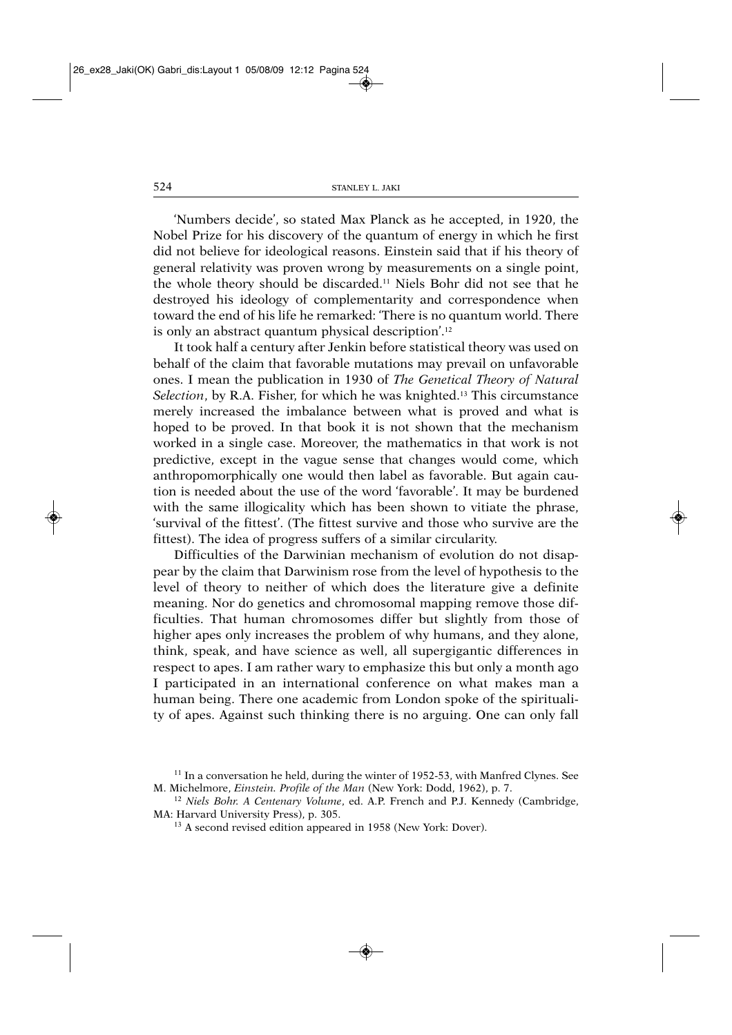'Numbers decide', so stated Max Planck as he accepted, in 1920, the Nobel Prize for his discovery of the quantum of energy in which he first did not believe for ideological reasons. Einstein said that if his theory of general relativity was proven wrong by measurements on a single point, the whole theory should be discarded.[11] Niels Bohr did not see that he destroyed his ideology of complementarity and correspondence when toward the end of his life he remarked: 'There is no quantum world. There is only an abstract quantum physical description'.[12]

It took half a century after Jenkin before statistical theory was used on behalf of the claim that favorable mutations may prevail on unfavorable ones. I mean the publication in 1930 of *The Genetical Theory of Natural Selection*, by R.A. Fisher, for which he was knighted.[13] This circumstance merely increased the imbalance between what is proved and what is hoped to be proved. In that book it is not shown that the mechanism worked in a single case. Moreover, the mathematics in that work is not predictive, except in the vague sense that changes would come, which anthropomorphically one would then label as favorable. But again caution is needed about the use of the word 'favorable'. It may be burdened with the same illogicality which has been shown to vitiate the phrase, 'survival of the fittest'. (The fittest survive and those who survive are the fittest). The idea of progress suffers of a similar circularity.

Difficulties of the Darwinian mechanism of evolution do not disappear by the claim that Darwinism rose from the level of hypothesis to the level of theory to neither of which does the literature give a definite meaning. Nor do genetics and chromosomal mapping remove those difficulties. That human chromosomes differ but slightly from those of higher apes only increases the problem of why humans, and they alone, think, speak, and have science as well, all supergigantic differences in respect to apes. I am rather wary to emphasize this but only a month ago I participated in an international conference on what makes man a human being. There one academic from London spoke of the spirituality of apes. Against such thinking there is no arguing. One can only fall

[11] In a conversation he held, during the winter of 1952-53, with Manfred Clynes. See M. Michelmore, *Einstein. Profile of the Man* (New York: Dodd, 1962), p. 7.

[12] *Niels Bohr. A Centenary Volume*, ed. A.P. French and P.J. Kennedy (Cambridge, MA: Harvard University Press), p. 305.

[13] A second revised edition appeared in 1958 (New York: Dover).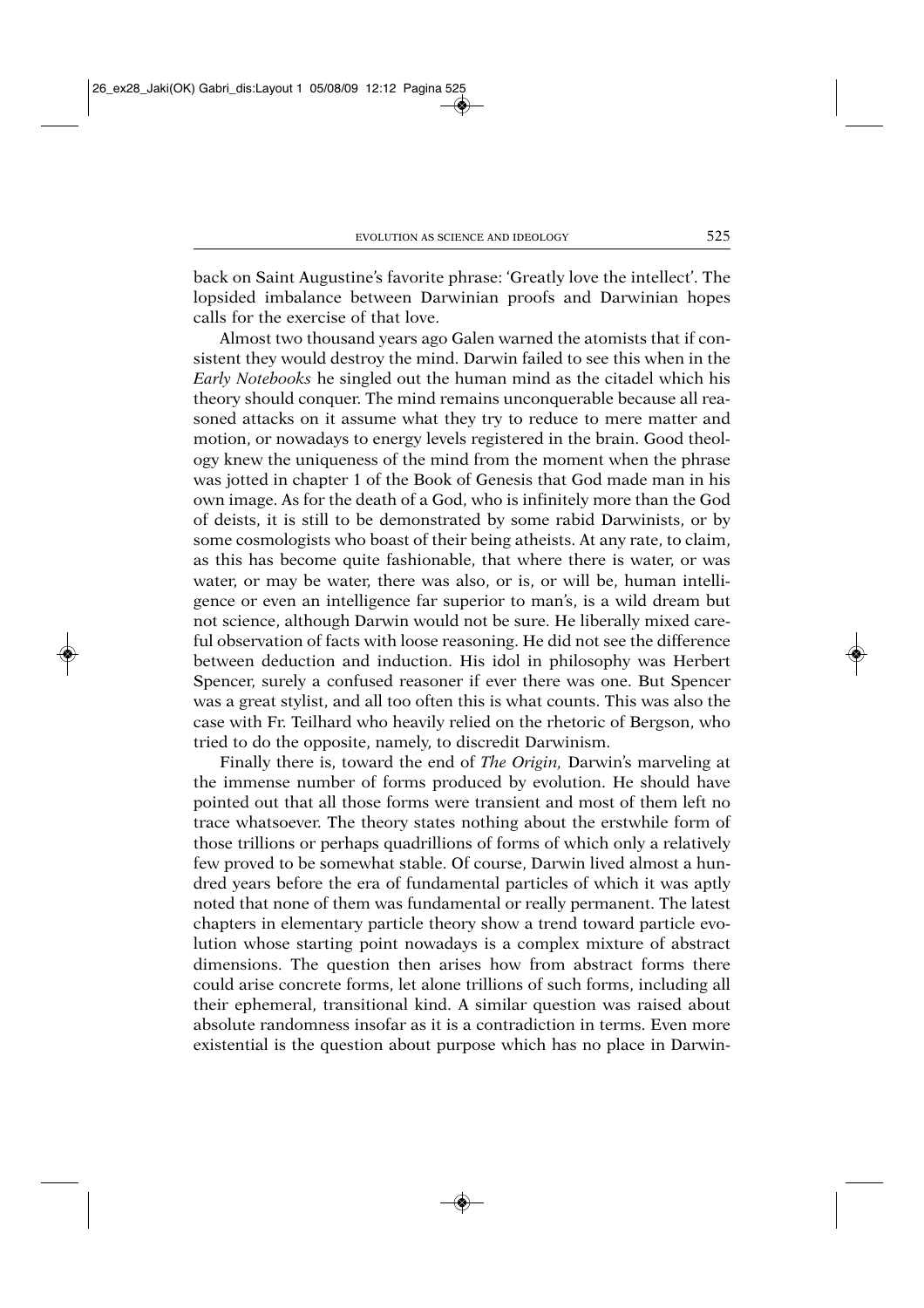back on Saint Augustine's favorite phrase: 'Greatly love the intellect'. The lopsided imbalance between Darwinian proofs and Darwinian hopes calls for the exercise of that love.

Almost two thousand years ago Galen warned the atomists that if consistent they would destroy the mind. Darwin failed to see this when in the *Early Notebooks* he singled out the human mind as the citadel which his theory should conquer. The mind remains unconquerable because all reasoned attacks on it assume what they try to reduce to mere matter and motion, or nowadays to energy levels registered in the brain. Good theology knew the uniqueness of the mind from the moment when the phrase was jotted in chapter 1 of the Book of Genesis that God made man in his own image. As for the death of a God, who is infinitely more than the God of deists, it is still to be demonstrated by some rabid Darwinists, or by some cosmologists who boast of their being atheists. At any rate, to claim, as this has become quite fashionable, that where there is water, or was water, or may be water, there was also, or is, or will be, human intelligence or even an intelligence far superior to man's, is a wild dream but not science, although Darwin would not be sure. He liberally mixed careful observation of facts with loose reasoning. He did not see the difference between deduction and induction. His idol in philosophy was Herbert Spencer, surely a confused reasoner if ever there was one. But Spencer was a great stylist, and all too often this is what counts. This was also the case with Fr. Teilhard who heavily relied on the rhetoric of Bergson, who tried to do the opposite, namely, to discredit Darwinism.

Finally there is, toward the end of *The Origin,* Darwin's marveling at the immense number of forms produced by evolution. He should have pointed out that all those forms were transient and most of them left no trace whatsoever. The theory states nothing about the erstwhile form of those trillions or perhaps quadrillions of forms of which only a relatively few proved to be somewhat stable. Of course, Darwin lived almost a hundred years before the era of fundamental particles of which it was aptly noted that none of them was fundamental or really permanent. The latest chapters in elementary particle theory show a trend toward particle evolution whose starting point nowadays is a complex mixture of abstract dimensions. The question then arises how from abstract forms there could arise concrete forms, let alone trillions of such forms, including all their ephemeral, transitional kind. A similar question was raised about absolute randomness insofar as it is a contradiction in terms. Even more existential is the question about purpose which has no place in Darwin-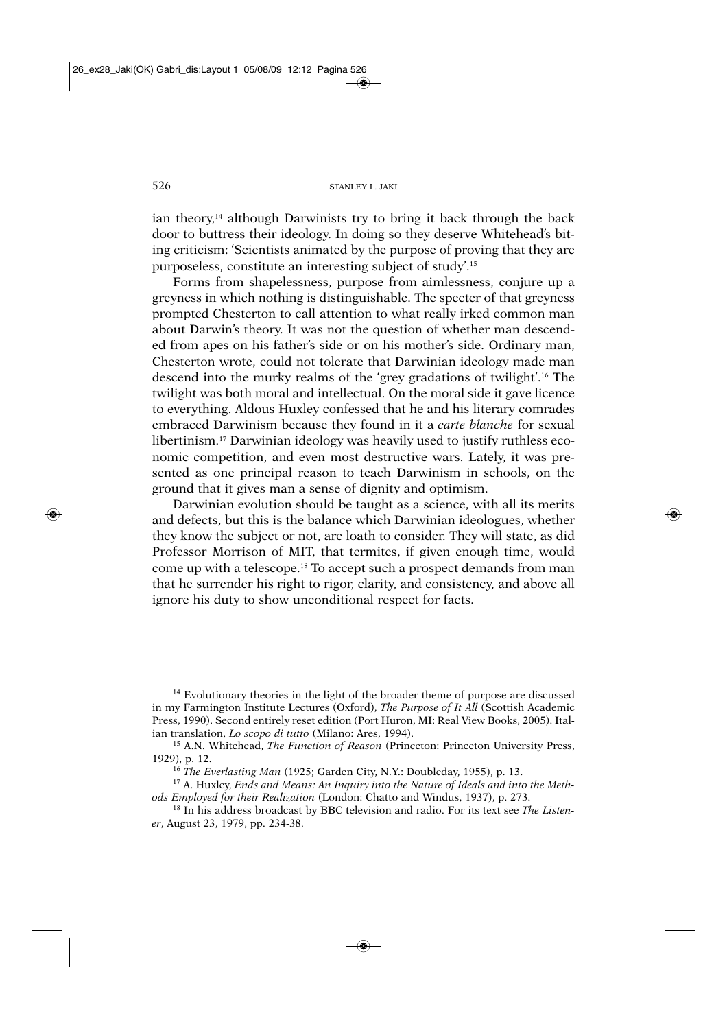ian theory,[14] although Darwinists try to bring it back through the back door to buttress their ideology. In doing so they deserve Whitehead's biting criticism: 'Scientists animated by the purpose of proving that they are purposeless, constitute an interesting subject of study'.[15]

Forms from shapelessness, purpose from aimlessness, conjure up a greyness in which nothing is distinguishable. The specter of that greyness prompted Chesterton to call attention to what really irked common man about Darwin's theory. It was not the question of whether man descended from apes on his father's side or on his mother's side. Ordinary man, Chesterton wrote, could not tolerate that Darwinian ideology made man descend into the murky realms of the 'grey gradations of twilight'.[16] The twilight was both moral and intellectual. On the moral side it gave licence to everything. Aldous Huxley confessed that he and his literary comrades embraced Darwinism because they found in it a *carte blanche* for sexual libertinism.[17] Darwinian ideology was heavily used to justify ruthless economic competition, and even most destructive wars. Lately, it was presented as one principal reason to teach Darwinism in schools, on the ground that it gives man a sense of dignity and optimism.

Darwinian evolution should be taught as a science, with all its merits and defects, but this is the balance which Darwinian ideologues, whether they know the subject or not, are loath to consider. They will state, as did Professor Morrison of MIT, that termites, if given enough time, would come up with a telescope.[18] To accept such a prospect demands from man that he surrender his right to rigor, clarity, and consistency, and above all ignore his duty to show unconditional respect for facts.

---

[14] Evolutionary theories in the light of the broader theme of purpose are discussed in my Farmington Institute Lectures (Oxford), *The Purpose of It All* (Scottish Academic Press, 1990). Second entirely reset edition (Port Huron, MI: Real View Books, 2005). Italian translation, *Lo scopo di tutto* (Milano: Ares, 1994).

[15] A.N. Whitehead, *The Function of Reason* (Princeton: Princeton University Press, 1929), p. 12.

[16] *The Everlasting Man* (1925; Garden City, N.Y.: Doubleday, 1955), p. 13.

[17] A. Huxley, *Ends and Means: An Inquiry into the Nature of Ideals and into the Methods Employed for their Realization* (London: Chatto and Windus, 1937), p. 273.

[18] In his address broadcast by BBC television and radio. For its text see *The Listener*, August 23, 1979, pp. 234-38.